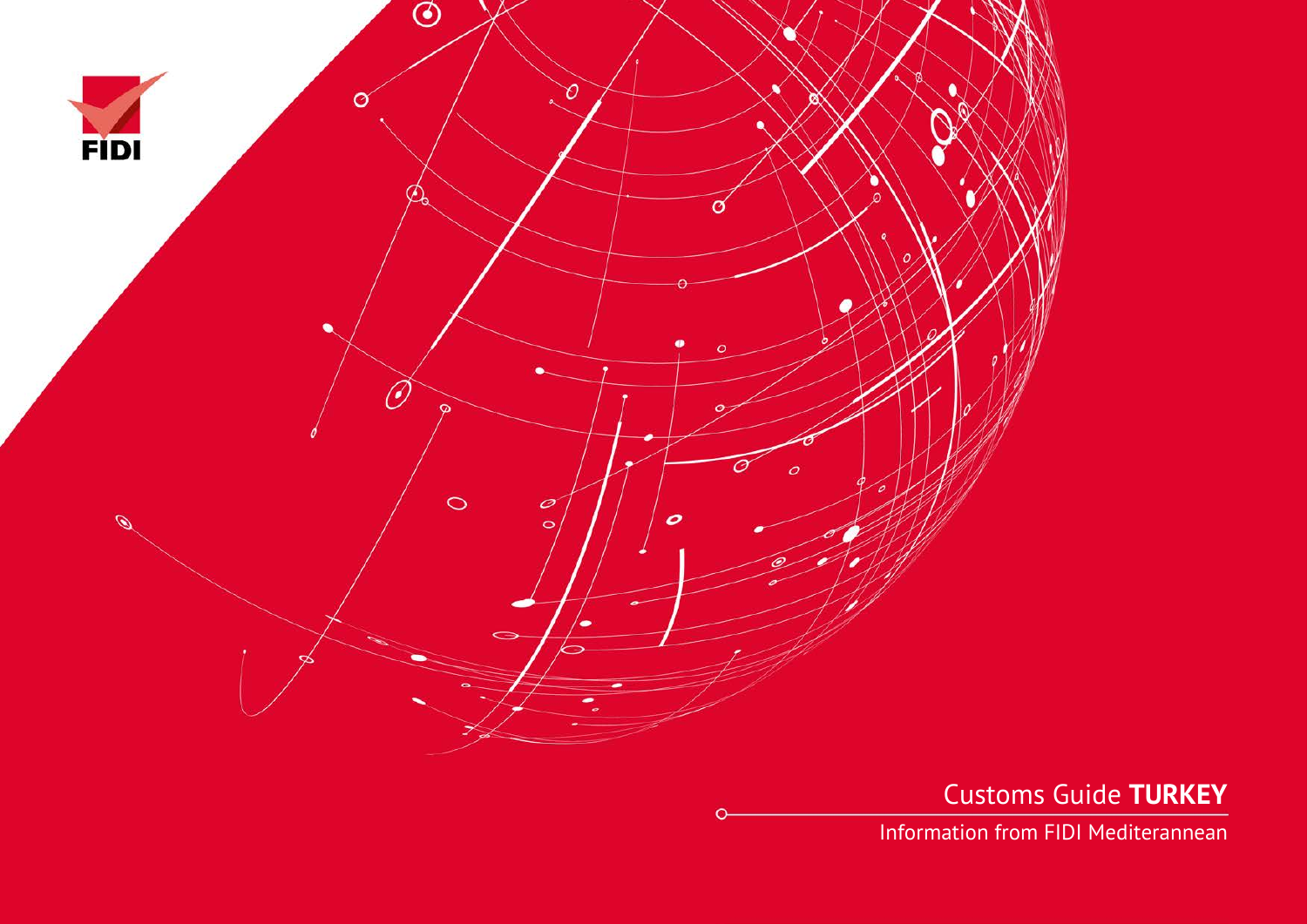FIDI

# Customs Guide **TURKEY**

Information from FIDI Mediterannean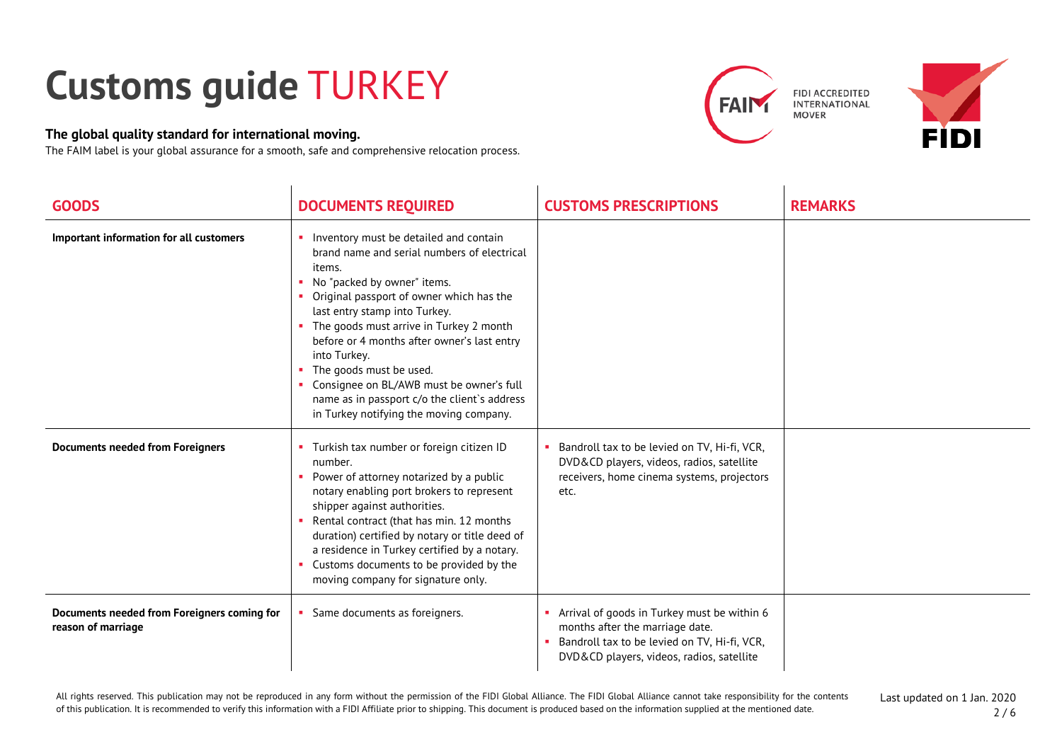# Customs guide TURKEY

**The global quality standard for international moving.**

The FAIM label is your global assurance for a smooth, safe and comprehensive relocation process.

| GOODS | DOCUMENTS REQUIRED | CUSTOMS PRESCRIPTIONS | REMARKS |
|---|---|---|---|
| **Important information for all customers** | ▪ Inventory must be detailed and contain brand name and serial numbers of electrical items.<br>▪ No "packed by owner" items.<br>▪ Original passport of owner which has the last entry stamp into Turkey.<br>▪ The goods must arrive in Turkey 2 month before or 4 months after owner's last entry into Turkey.<br>▪ The goods must be used.<br>▪ Consignee on BL/AWB must be owner's full name as in passport c/o the client`s address in Turkey notifying the moving company. | | |
| **Documents needed from Foreigners** | ▪ Turkish tax number or foreign citizen ID number.<br>▪ Power of attorney notarized by a public notary enabling port brokers to represent shipper against authorities.<br>▪ Rental contract (that has min. 12 months duration) certified by notary or title deed of a residence in Turkey certified by a notary.<br>▪ Customs documents to be provided by the moving company for signature only. | ▪ Bandroll tax to be levied on TV, Hi-fi, VCR, DVD&CD players, videos, radios, satellite receivers, home cinema systems, projectors etc. | |
| **Documents needed from Foreigners coming for reason of marriage** | ▪ Same documents as foreigners. | ▪ Arrival of goods in Turkey must be within 6 months after the marriage date.<br>▪ Bandroll tax to be levied on TV, Hi-fi, VCR, DVD&CD players, videos, radios, satellite | |

All rights reserved. This publication may not be reproduced in any form without the permission of the FIDI Global Alliance. The FIDI Global Alliance cannot take responsibility for the contents of this publication. It is recommended to verify this information with a FIDI Affiliate prior to shipping. This document is produced based on the information supplied at the mentioned date.

Last updated on 1 Jan. 2020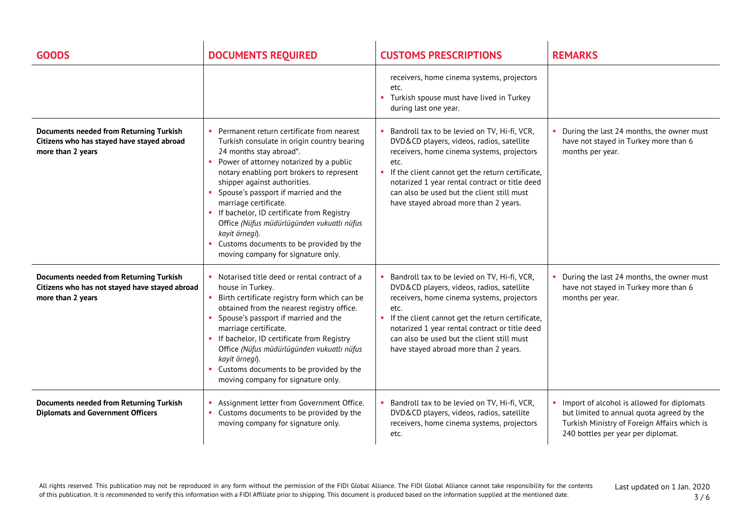| GOODS | DOCUMENTS REQUIRED | CUSTOMS PRESCRIPTIONS | REMARKS |
|---|---|---|---|
| | | receivers, home cinema systems, projectors etc.<br>▪ Turkish spouse must have lived in Turkey during last one year. | |
| **Documents needed from Returning Turkish Citizens who has stayed have stayed abroad more than 2 years** | ▪ Permanent return certificate from nearest Turkish consulate in origin country bearing 24 months stay abroad*.<br>▪ Power of attorney notarized by a public notary enabling port brokers to represent shipper against authorities.<br>▪ Spouse's passport if married and the marriage certificate.<br>▪ If bachelor, ID certificate from Registry Office *(Nüfus müdürlügünden vukuatlı nüfus kayit örnegi)*.<br>▪ Customs documents to be provided by the moving company for signature only. | ▪ Bandroll tax to be levied on TV, Hi-fi, VCR, DVD&CD players, videos, radios, satellite receivers, home cinema systems, projectors etc.<br>▪ If the client cannot get the return certificate, notarized 1 year rental contract or title deed can also be used but the client still must have stayed abroad more than 2 years. | ▪ During the last 24 months, the owner must have not stayed in Turkey more than 6 months per year. |
| **Documents needed from Returning Turkish Citizens who has not stayed have stayed abroad more than 2 years** | ▪ Notarised title deed or rental contract of a house in Turkey.<br>▪ Birth certificate registry form which can be obtained from the nearest registry office.<br>▪ Spouse's passport if married and the marriage certificate.<br>▪ If bachelor, ID certificate from Registry Office *(Nüfus müdürlügünden vukuatlı nüfus kayit örnegi)*.<br>▪ Customs documents to be provided by the moving company for signature only. | ▪ Bandroll tax to be levied on TV, Hi-fi, VCR, DVD&CD players, videos, radios, satellite receivers, home cinema systems, projectors etc.<br>▪ If the client cannot get the return certificate, notarized 1 year rental contract or title deed can also be used but the client still must have stayed abroad more than 2 years. | ▪ During the last 24 months, the owner must have not stayed in Turkey more than 6 months per year. |
| **Documents needed from Returning Turkish Diplomats and Government Officers** | ▪ Assignment letter from Government Office.<br>▪ Customs documents to be provided by the moving company for signature only. | ▪ Bandroll tax to be levied on TV, Hi-fi, VCR, DVD&CD players, videos, radios, satellite receivers, home cinema systems, projectors etc. | ▪ Import of alcohol is allowed for diplomats but limited to annual quota agreed by the Turkish Ministry of Foreign Affairs which is 240 bottles per year per diplomat. |

All rights reserved. This publication may not be reproduced in any form without the permission of the FIDI Global Alliance. The FIDI Global Alliance cannot take responsibility for the contents of this publication. It is recommended to verify this information with a FIDI Affiliate prior to shipping. This document is produced based on the information supplied at the mentioned date.

Last updated on 1 Jan. 2020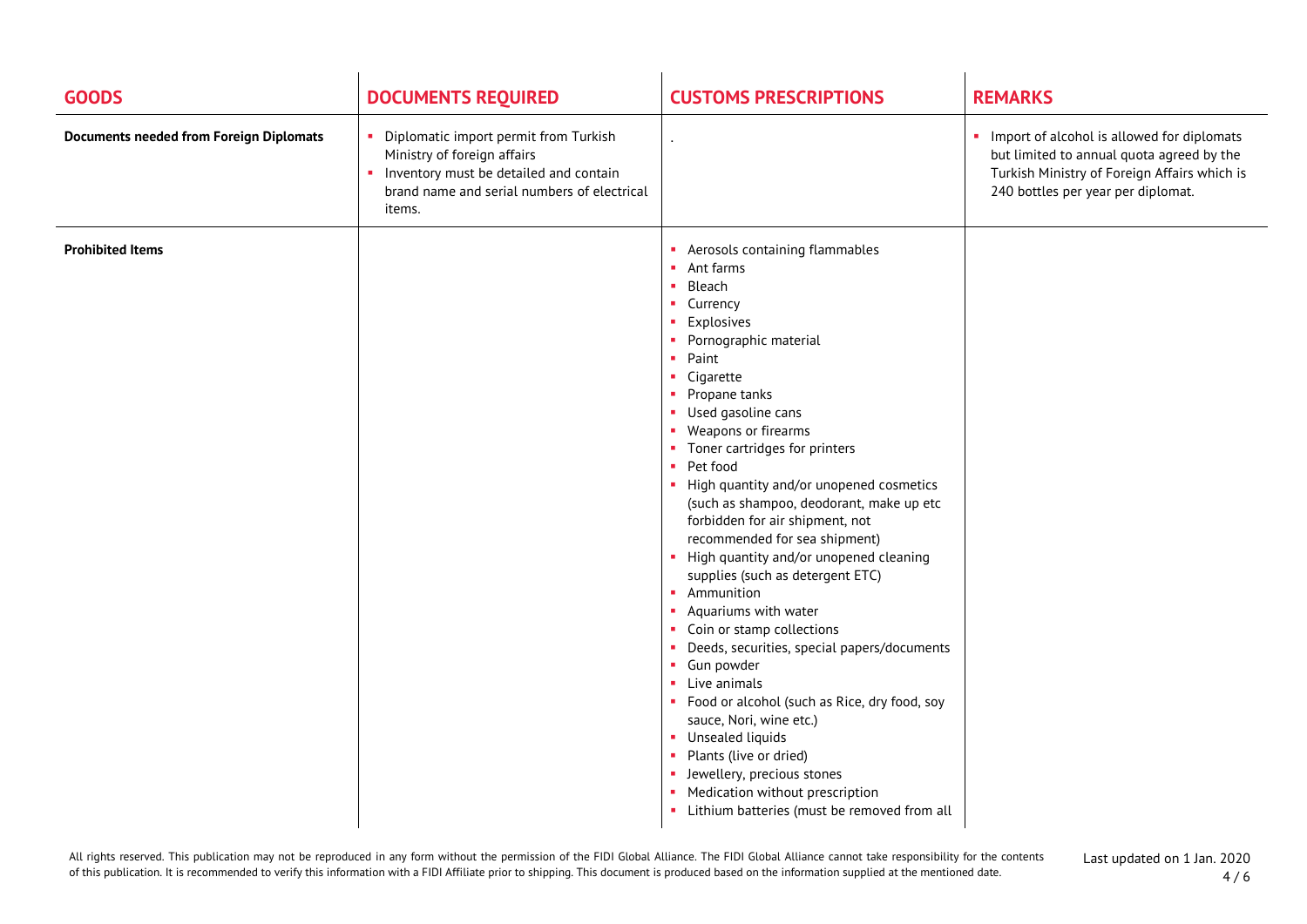| GOODS | DOCUMENTS REQUIRED | CUSTOMS PRESCRIPTIONS | REMARKS |
| --- | --- | --- | --- |
| **Documents needed from Foreign Diplomats** | • Diplomatic import permit from Turkish Ministry of foreign affairs<br>• Inventory must be detailed and contain brand name and serial numbers of electrical items. | . | • Import of alcohol is allowed for diplomats but limited to annual quota agreed by the Turkish Ministry of Foreign Affairs which is 240 bottles per year per diplomat. |
| **Prohibited Items** | | • Aerosols containing flammables<br>• Ant farms<br>• Bleach<br>• Currency<br>• Explosives<br>• Pornographic material<br>• Paint<br>• Cigarette<br>• Propane tanks<br>• Used gasoline cans<br>• Weapons or firearms<br>• Toner cartridges for printers<br>• Pet food<br>• High quantity and/or unopened cosmetics (such as shampoo, deodorant, make up etc forbidden for air shipment, not recommended for sea shipment)<br>• High quantity and/or unopened cleaning supplies (such as detergent ETC)<br>• Ammunition<br>• Aquariums with water<br>• Coin or stamp collections<br>• Deeds, securities, special papers/documents<br>• Gun powder<br>• Live animals<br>• Food or alcohol (such as Rice, dry food, soy sauce, Nori, wine etc.)<br>• Unsealed liquids<br>• Plants (live or dried)<br>• Jewellery, precious stones<br>• Medication without prescription<br>• Lithium batteries (must be removed from all | |

All rights reserved. This publication may not be reproduced in any form without the permission of the FIDI Global Alliance. The FIDI Global Alliance cannot take responsibility for the contents of this publication. It is recommended to verify this information with a FIDI Affiliate prior to shipping. This document is produced based on the information supplied at the mentioned date.

Last updated on 1 Jan. 2020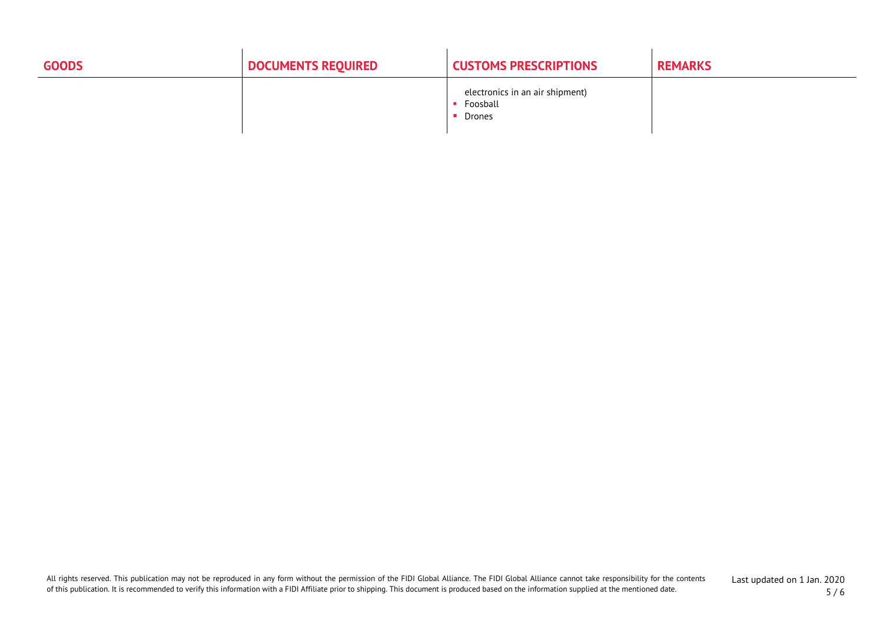| GOODS | DOCUMENTS REQUIRED | CUSTOMS PRESCRIPTIONS | REMARKS |
| --- | --- | --- | --- |
| | | electronics in an air shipment)<br>▪ Foosball<br>▪ Drones | |

All rights reserved. This publication may not be reproduced in any form without the permission of the FIDI Global Alliance. The FIDI Global Alliance cannot take responsibility for the contents of this publication. It is recommended to verify this information with a FIDI Affiliate prior to shipping. This document is produced based on the information supplied at the mentioned date.

Last updated on 1 Jan. 2020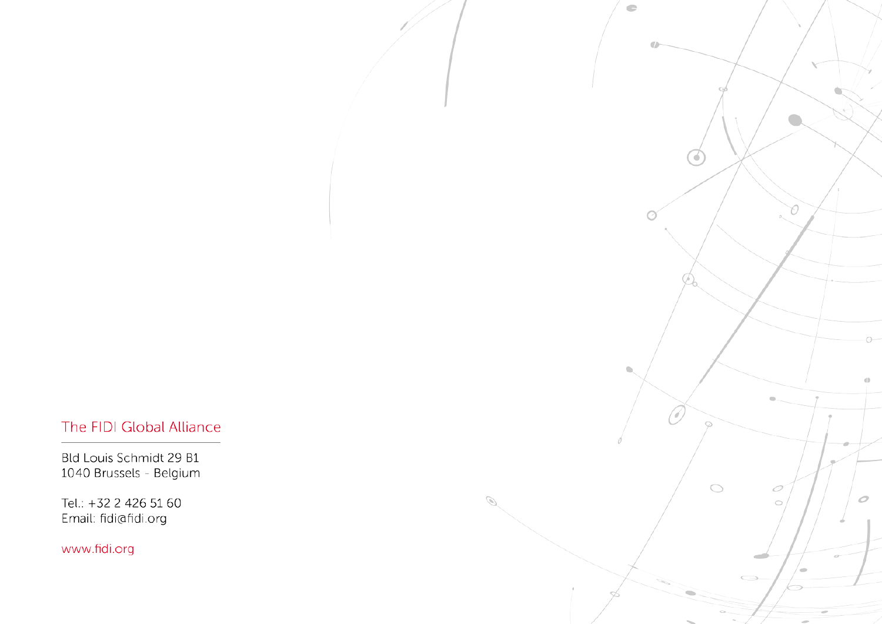The FIDI Global Alliance

Bld Louis Schmidt 29 B1
1040 Brussels - Belgium

Tel.: +32 2 426 51 60
Email: fidi@fidi.org

www.fidi.org